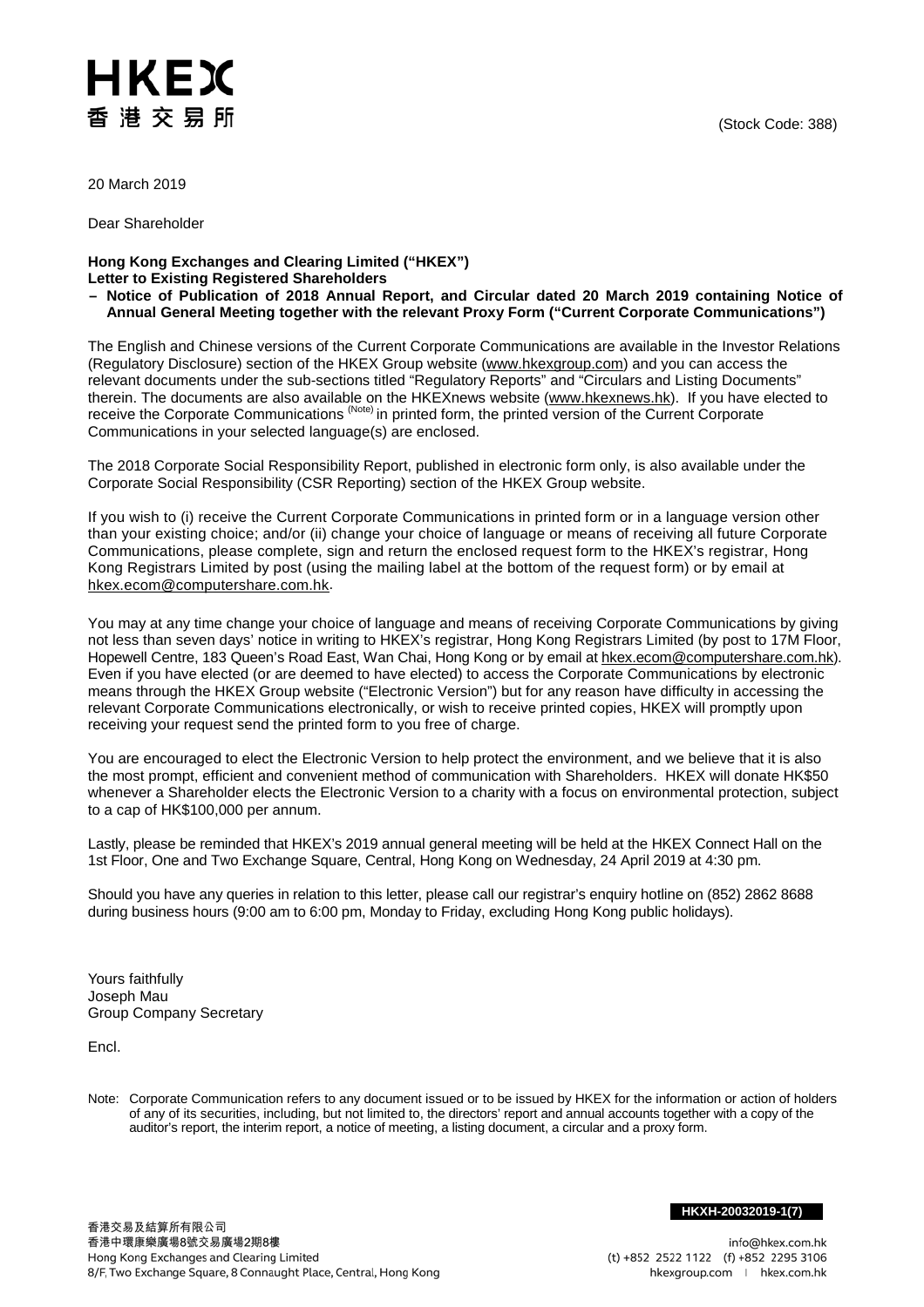HKEX
香港交易所

(Stock Code: 388)

20 March 2019

Dear Shareholder

**Hong Kong Exchanges and Clearing Limited ("HKEX")**
**Letter to Existing Registered Shareholders**
**– Notice of Publication of 2018 Annual Report, and Circular dated 20 March 2019 containing Notice of Annual General Meeting together with the relevant Proxy Form ("Current Corporate Communications")**

The English and Chinese versions of the Current Corporate Communications are available in the Investor Relations (Regulatory Disclosure) section of the HKEX Group website (www.hkexgroup.com) and you can access the relevant documents under the sub-sections titled "Regulatory Reports" and "Circulars and Listing Documents" therein. The documents are also available on the HKEXnews website (www.hkexnews.hk). If you have elected to receive the Corporate Communications (Note) in printed form, the printed version of the Current Corporate Communications in your selected language(s) are enclosed.

The 2018 Corporate Social Responsibility Report, published in electronic form only, is also available under the Corporate Social Responsibility (CSR Reporting) section of the HKEX Group website.

If you wish to (i) receive the Current Corporate Communications in printed form or in a language version other than your existing choice; and/or (ii) change your choice of language or means of receiving all future Corporate Communications, please complete, sign and return the enclosed request form to the HKEX's registrar, Hong Kong Registrars Limited by post (using the mailing label at the bottom of the request form) or by email at hkex.ecom@computershare.com.hk.

You may at any time change your choice of language and means of receiving Corporate Communications by giving not less than seven days' notice in writing to HKEX's registrar, Hong Kong Registrars Limited (by post to 17M Floor, Hopewell Centre, 183 Queen's Road East, Wan Chai, Hong Kong or by email at hkex.ecom@computershare.com.hk). Even if you have elected (or are deemed to have elected) to access the Corporate Communications by electronic means through the HKEX Group website ("Electronic Version") but for any reason have difficulty in accessing the relevant Corporate Communications electronically, or wish to receive printed copies, HKEX will promptly upon receiving your request send the printed form to you free of charge.

You are encouraged to elect the Electronic Version to help protect the environment, and we believe that it is also the most prompt, efficient and convenient method of communication with Shareholders. HKEX will donate HK$50 whenever a Shareholder elects the Electronic Version to a charity with a focus on environmental protection, subject to a cap of HK$100,000 per annum.

Lastly, please be reminded that HKEX's 2019 annual general meeting will be held at the HKEX Connect Hall on the 1st Floor, One and Two Exchange Square, Central, Hong Kong on Wednesday, 24 April 2019 at 4:30 pm.

Should you have any queries in relation to this letter, please call our registrar's enquiry hotline on (852) 2862 8688 during business hours (9:00 am to 6:00 pm, Monday to Friday, excluding Hong Kong public holidays).

Yours faithfully
Joseph Mau
Group Company Secretary

Encl.

Note: Corporate Communication refers to any document issued or to be issued by HKEX for the information or action of holders of any of its securities, including, but not limited to, the directors' report and annual accounts together with a copy of the auditor's report, the interim report, a notice of meeting, a listing document, a circular and a proxy form.

HKXH-20032019-1(7)

香港交易及結算所有限公司
香港中環康樂廣場8號交易廣場2期8樓
Hong Kong Exchanges and Clearing Limited
8/F, Two Exchange Square, 8 Connaught Place, Central, Hong Kong

info@hkex.com.hk
(t) +852 2522 1122 (f) +852 2295 3106
hkexgroup.com | hkex.com.hk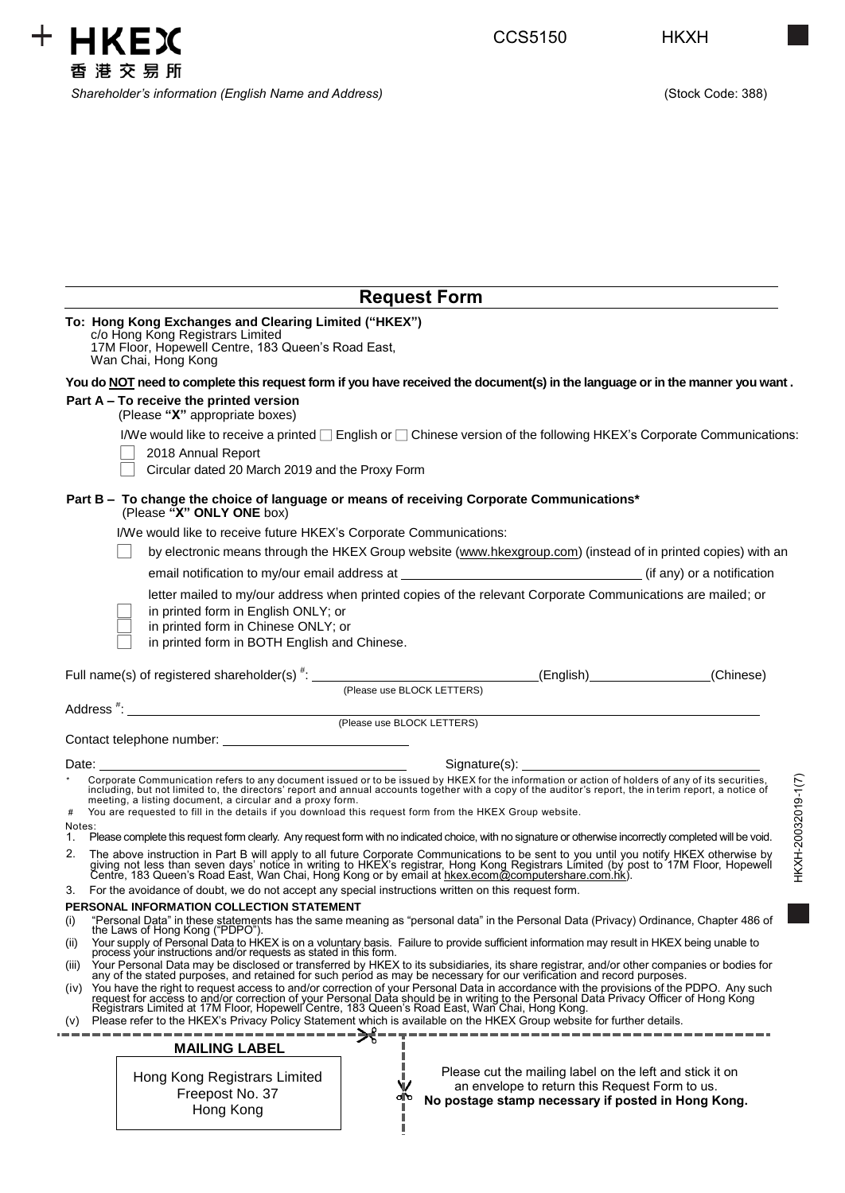HKEX 香港交易所

*Shareholder's information (English Name and Address)*

CCS5150 HKXH

(Stock Code: 388)

# Request Form

**To: Hong Kong Exchanges and Clearing Limited ("HKEX")**
c/o Hong Kong Registrars Limited
17M Floor, Hopewell Centre, 183 Queen's Road East,
Wan Chai, Hong Kong

**You do NOT need to complete this request form if you have received the document(s) in the language or in the manner you want .**

**Part A – To receive the printed version**
(Please **"X"** appropriate boxes)

I/We would like to receive a printed ☐ English or ☐ Chinese version of the following HKEX's Corporate Communications:

☐ 2018 Annual Report

☐ Circular dated 20 March 2019 and the Proxy Form

**Part B – To change the choice of language or means of receiving Corporate Communications\***
(Please **"X" ONLY ONE** box)

I/We would like to receive future HKEX's Corporate Communications:

☐ by electronic means through the HKEX Group website (www.hkexgroup.com) (instead of in printed copies) with an email notification to my/our email address at ______________________ (if any) or a notification letter mailed to my/our address when printed copies of the relevant Corporate Communications are mailed; or

☐ in printed form in English ONLY; or

☐ in printed form in Chinese ONLY; or

☐ in printed form in BOTH English and Chinese.

Full name(s) of registered shareholder(s) #: ______________________ (English) ______________ (Chinese)
(Please use BLOCK LETTERS)

Address #: ______________________________________
(Please use BLOCK LETTERS)

Contact telephone number: ______________________

Date: ______________________ Signature(s): ______________________

\* Corporate Communication refers to any document issued or to be issued by HKEX for the information or action of holders of any of its securities, including, but not limited to, the directors' report and annual accounts together with a copy of the auditor's report, the interim report, a notice of meeting, a listing document, a circular and a proxy form.

\# You are requested to fill in the details if you download this request form from the HKEX Group website.

Notes:

1. Please complete this request form clearly. Any request form with no indicated choice, with no signature or otherwise incorrectly completed will be void.
2. The above instruction in Part B will apply to all future Corporate Communications to be sent to you until you notify HKEX otherwise by giving not less than seven days' notice in writing to HKEX's registrar, Hong Kong Registrars Limited (by post to 17M Floor, Hopewell Centre, 183 Queen's Road East, Wan Chai, Hong Kong or by email at hkex.ecom@computershare.com.hk).
3. For the avoidance of doubt, we do not accept any special instructions written on this request form.

**PERSONAL INFORMATION COLLECTION STATEMENT**

(i) "Personal Data" in these statements has the same meaning as "personal data" in the Personal Data (Privacy) Ordinance, Chapter 486 of the Laws of Hong Kong ("PDPO").

(ii) Your supply of Personal Data to HKEX is on a voluntary basis. Failure to provide sufficient information may result in HKEX being unable to process your instructions and/or requests as stated in this form.

(iii) Your Personal Data may be disclosed or transferred by HKEX to its subsidiaries, its share registrar, and/or other companies or bodies for any of the stated purposes, and retained for such period as may be necessary for our verification and record purposes.

(iv) You have the right to request access to and/or correction of your Personal Data in accordance with the provisions of the PDPO. Any such request for access to and/or correction of your Personal Data should be in writing to the Personal Data Privacy Officer of Hong Kong Registrars Limited at 17M Floor, Hopewell Centre, 183 Queen's Road East, Wan Chai, Hong Kong.

(v) Please refer to the HKEX's Privacy Policy Statement which is available on the HKEX Group website for further details.

HKXH-20032019-1(7)

**MAILING LABEL**

Hong Kong Registrars Limited
Freepost No. 37
Hong Kong

Please cut the mailing label on the left and stick it on an envelope to return this Request Form to us.
**No postage stamp necessary if posted in Hong Kong.**